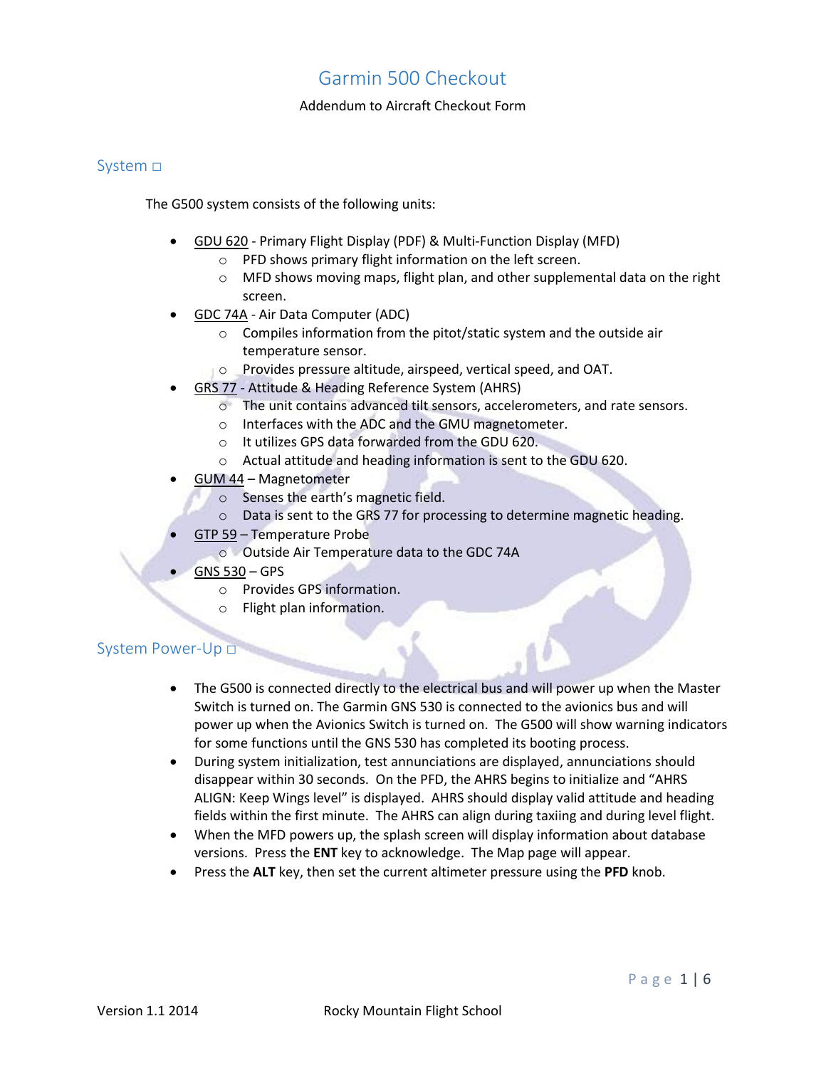# Garmin 500 Checkout

Addendum to Aircraft Checkout Form

## System □

The G500 system consists of the following units:

- GDU 620 - Primary Flight Display (PDF) & Multi-Function Display (MFD)
  - PFD shows primary flight information on the left screen.
  - MFD shows moving maps, flight plan, and other supplemental data on the right screen.
- GDC 74A - Air Data Computer (ADC)
  - Compiles information from the pitot/static system and the outside air temperature sensor.
  - Provides pressure altitude, airspeed, vertical speed, and OAT.
- GRS 77 - Attitude & Heading Reference System (AHRS)
  - The unit contains advanced tilt sensors, accelerometers, and rate sensors.
  - Interfaces with the ADC and the GMU magnetometer.
  - It utilizes GPS data forwarded from the GDU 620.
  - Actual attitude and heading information is sent to the GDU 620.
- GUM 44 – Magnetometer
  - Senses the earth's magnetic field.
  - Data is sent to the GRS 77 for processing to determine magnetic heading.
- GTP 59 – Temperature Probe
  - Outside Air Temperature data to the GDC 74A
- GNS 530 – GPS
  - Provides GPS information.
  - Flight plan information.

## System Power-Up □

- The G500 is connected directly to the electrical bus and will power up when the Master Switch is turned on. The Garmin GNS 530 is connected to the avionics bus and will power up when the Avionics Switch is turned on. The G500 will show warning indicators for some functions until the GNS 530 has completed its booting process.
- During system initialization, test annunciations are displayed, annunciations should disappear within 30 seconds. On the PFD, the AHRS begins to initialize and "AHRS ALIGN: Keep Wings level" is displayed. AHRS should display valid attitude and heading fields within the first minute. The AHRS can align during taxiing and during level flight.
- When the MFD powers up, the splash screen will display information about database versions. Press the **ENT** key to acknowledge. The Map page will appear.
- Press the **ALT** key, then set the current altimeter pressure using the **PFD** knob.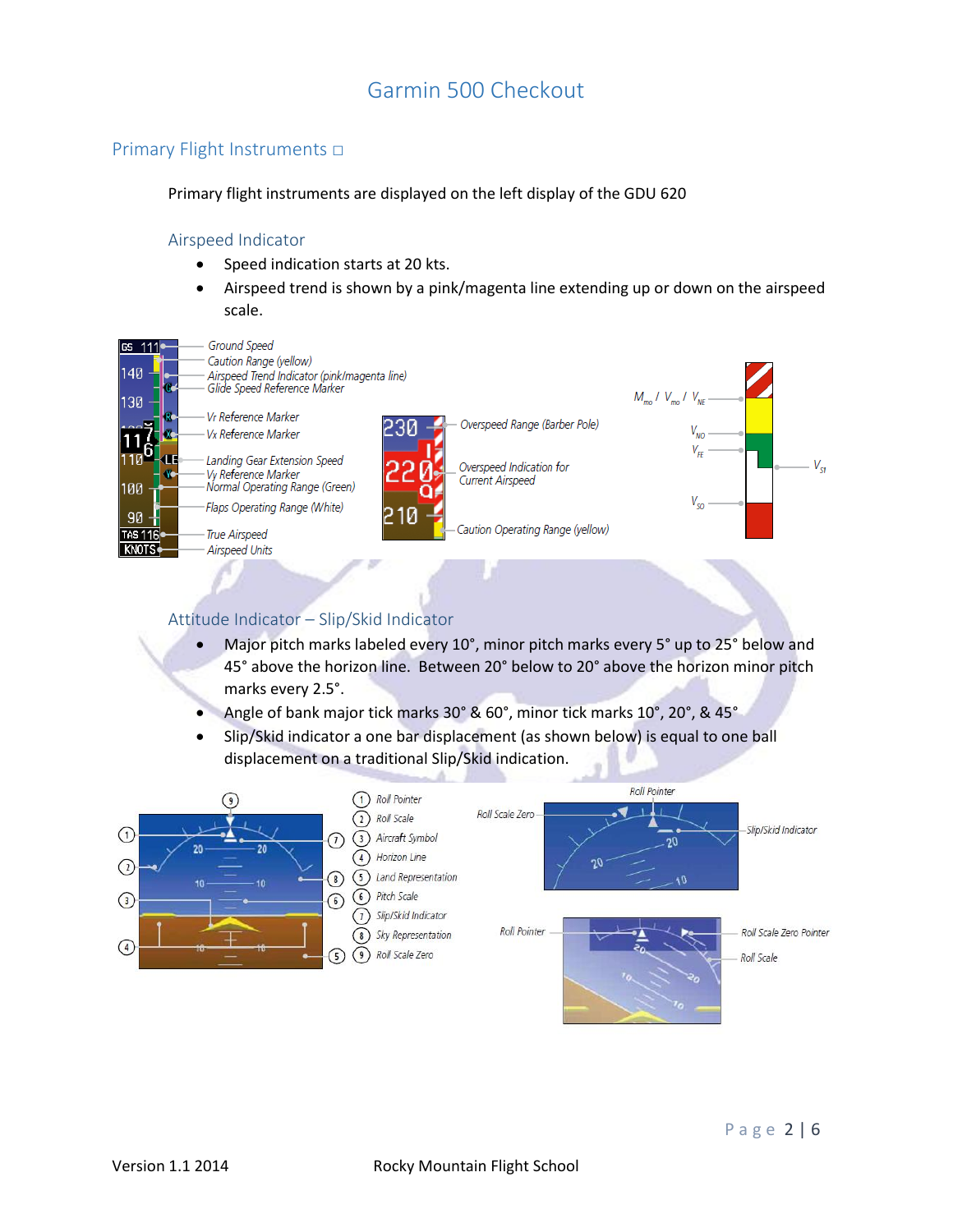# Garmin 500 Checkout

## Primary Flight Instruments □

Primary flight instruments are displayed on the left display of the GDU 620

### Airspeed Indicator

- Speed indication starts at 20 kts.
- Airspeed trend is shown by a pink/magenta line extending up or down on the airspeed scale.

### Attitude Indicator – Slip/Skid Indicator

- Major pitch marks labeled every 10°, minor pitch marks every 5° up to 25° below and 45° above the horizon line. Between 20° below to 20° above the horizon minor pitch marks every 2.5°.
- Angle of bank major tick marks 30° & 60°, minor tick marks 10°, 20°, & 45°
- Slip/Skid indicator a one bar displacement (as shown below) is equal to one ball displacement on a traditional Slip/Skid indication.

Version 1.1 2014 Rocky Mountain Flight School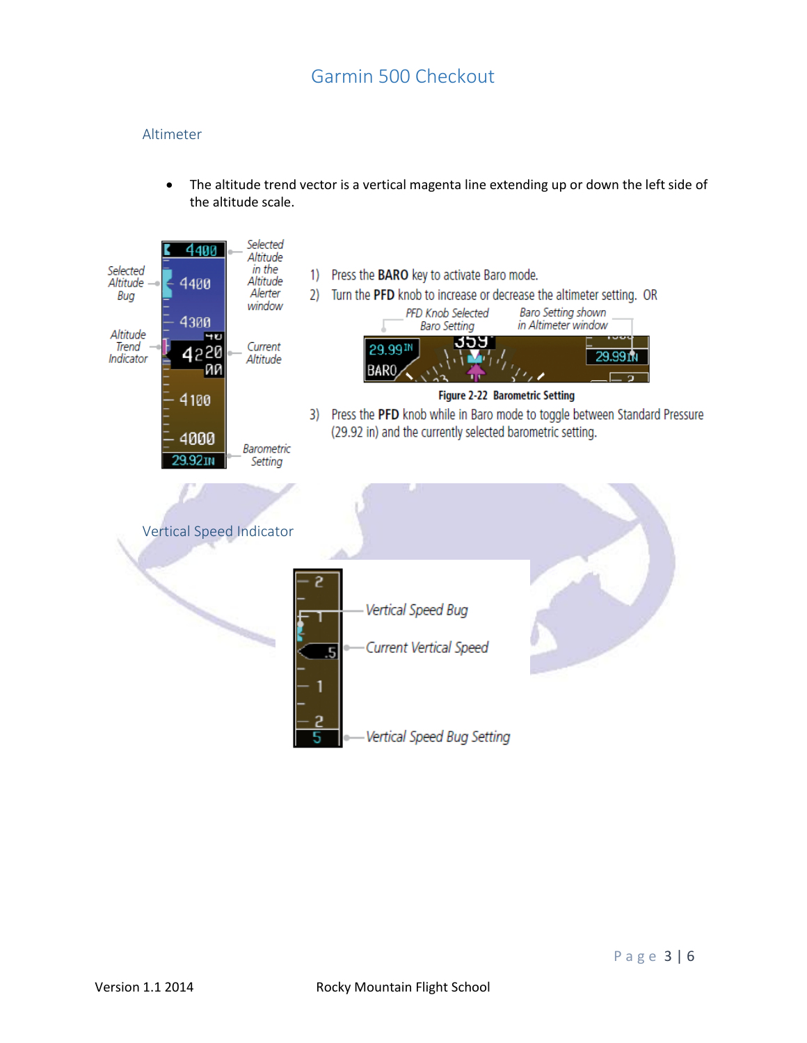# Garmin 500 Checkout

## Altimeter

- The altitude trend vector is a vertical magenta line extending up or down the left side of the altitude scale.

1) Press the **BARO** key to activate Baro mode.
2) Turn the **PFD** knob to increase or decrease the altimeter setting. OR

**Figure 2-22 Barometric Setting**

3) Press the **PFD** knob while in Baro mode to toggle between Standard Pressure (29.92 in) and the currently selected barometric setting.

## Vertical Speed Indicator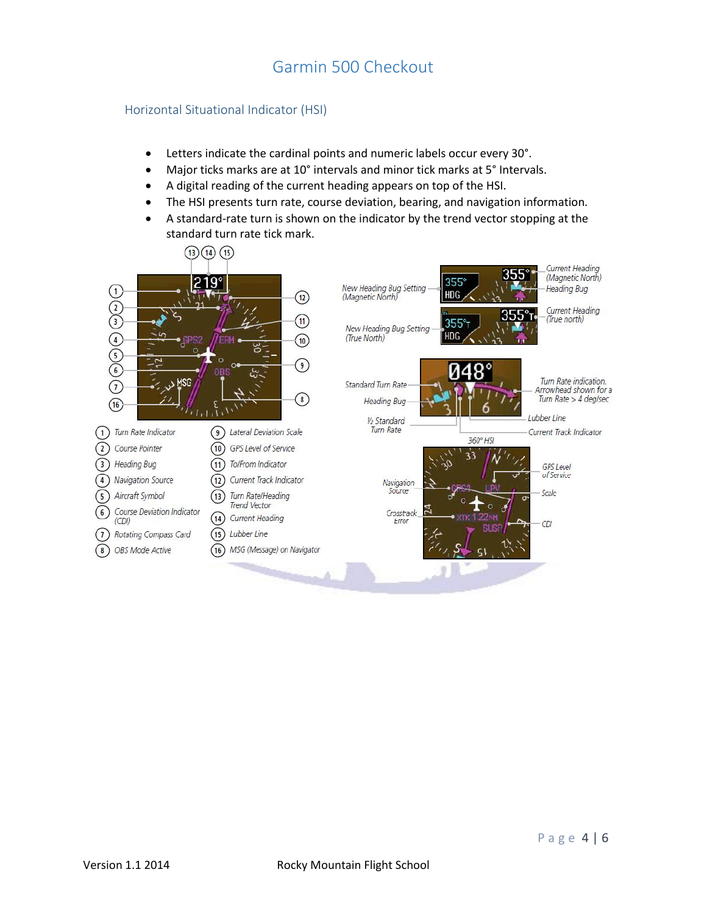# Garmin 500 Checkout

## Horizontal Situational Indicator (HSI)

- Letters indicate the cardinal points and numeric labels occur every 30°.
- Major ticks marks are at 10° intervals and minor tick marks at 5° Intervals.
- A digital reading of the current heading appears on top of the HSI.
- The HSI presents turn rate, course deviation, bearing, and navigation information.
- A standard-rate turn is shown on the indicator by the trend vector stopping at the standard turn rate tick mark.

1. Turn Rate Indicator
2. Course Pointer
3. Heading Bug
4. Navigation Source
5. Aircraft Symbol
6. Course Deviation Indicator (CDI)
7. Rotating Compass Card
8. OBS Mode Active
9. Lateral Deviation Scale
10. GPS Level of Service
11. To/From Indicator
12. Current Track Indicator
13. Turn Rate/Heading Trend Vector
14. Current Heading
15. Lubber Line
16. MSG (Message) on Navigator

New Heading Bug Setting (Magnetic North) — Current Heading (Magnetic North) — Heading Bug

New Heading Bug Setting (True North) — Current Heading (True north)

Standard Turn Rate — Heading Bug — ½ Standard Turn Rate — Turn Rate indication. Arrowhead shown for a Turn Rate > 4 deg/sec — Lubber Line — Current Track Indicator

360° HSI

Navigation Source — Crosstrack Error — GPS Level of Service — Scale — CDI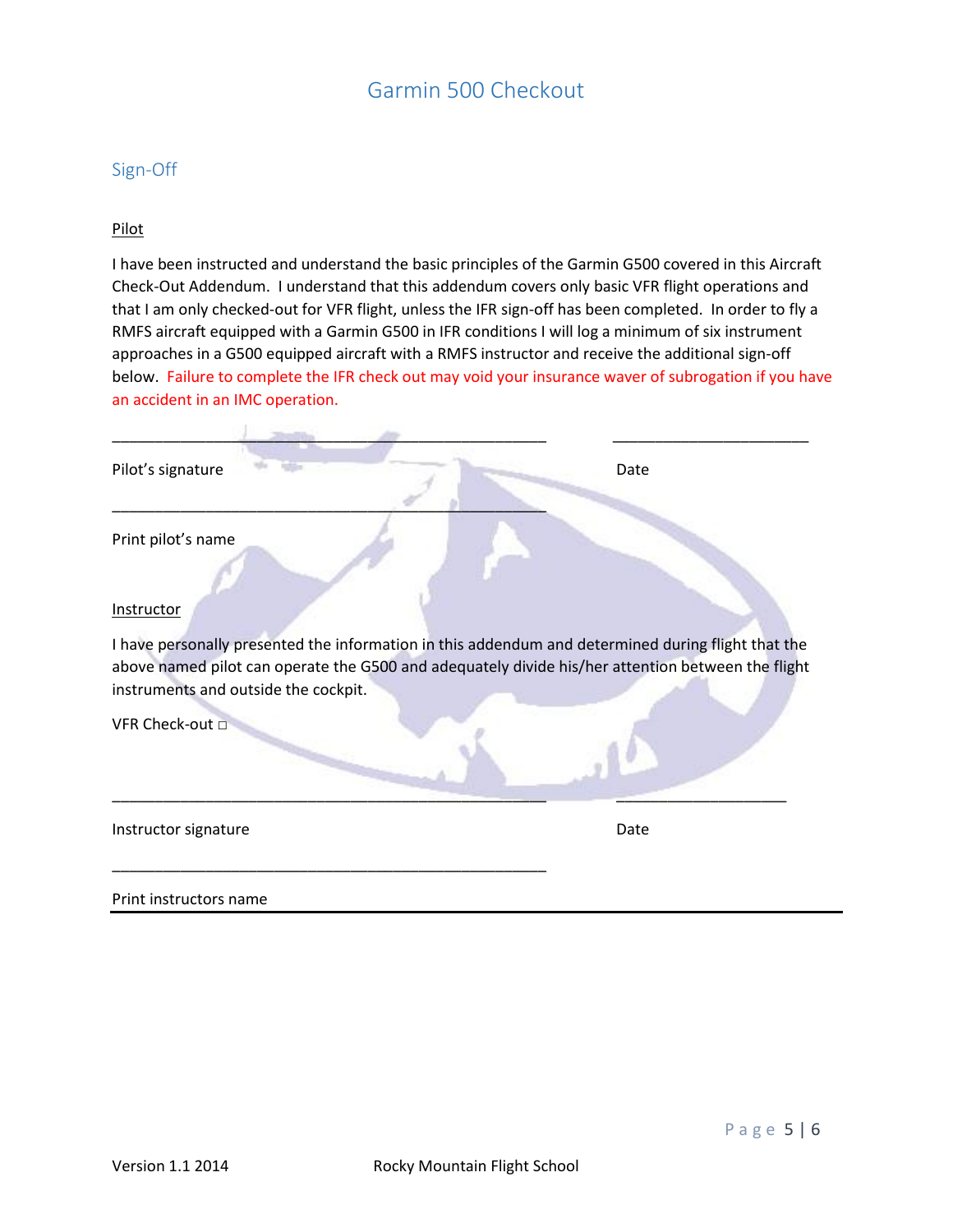# Garmin 500 Checkout

## Sign-Off

<u>Pilot</u>

I have been instructed and understand the basic principles of the Garmin G500 covered in this Aircraft Check-Out Addendum. I understand that this addendum covers only basic VFR flight operations and that I am only checked-out for VFR flight, unless the IFR sign-off has been completed. In order to fly a RMFS aircraft equipped with a Garmin G500 in IFR conditions I will log a minimum of six instrument approaches in a G500 equipped aircraft with a RMFS instructor and receive the additional sign-off below. Failure to complete the IFR check out may void your insurance waver of subrogation if you have an accident in an IMC operation.

\_\_\_\_\_\_\_\_\_\_\_\_\_\_\_\_\_\_\_\_\_\_\_\_\_\_\_\_\_\_\_\_\_\_\_\_\_\_\_\_\_\_\_\_ \_\_\_\_\_\_\_\_\_\_\_\_\_\_\_\_\_\_\_\_

Pilot's signature Date

\_\_\_\_\_\_\_\_\_\_\_\_\_\_\_\_\_\_\_\_\_\_\_\_\_\_\_\_\_\_\_\_\_\_\_\_\_\_\_\_\_\_\_\_

Print pilot's name

<u>Instructor</u>

I have personally presented the information in this addendum and determined during flight that the above named pilot can operate the G500 and adequately divide his/her attention between the flight instruments and outside the cockpit.

VFR Check-out □

\_\_\_\_\_\_\_\_\_\_\_\_\_\_\_\_\_\_\_\_\_\_\_\_\_\_\_\_\_\_\_\_\_\_\_\_\_\_\_\_\_\_\_\_ \_\_\_\_\_\_\_\_\_\_\_\_\_\_\_\_\_\_

Instructor signature Date

\_\_\_\_\_\_\_\_\_\_\_\_\_\_\_\_\_\_\_\_\_\_\_\_\_\_\_\_\_\_\_\_\_\_\_\_\_\_\_\_\_\_\_\_

Print instructors name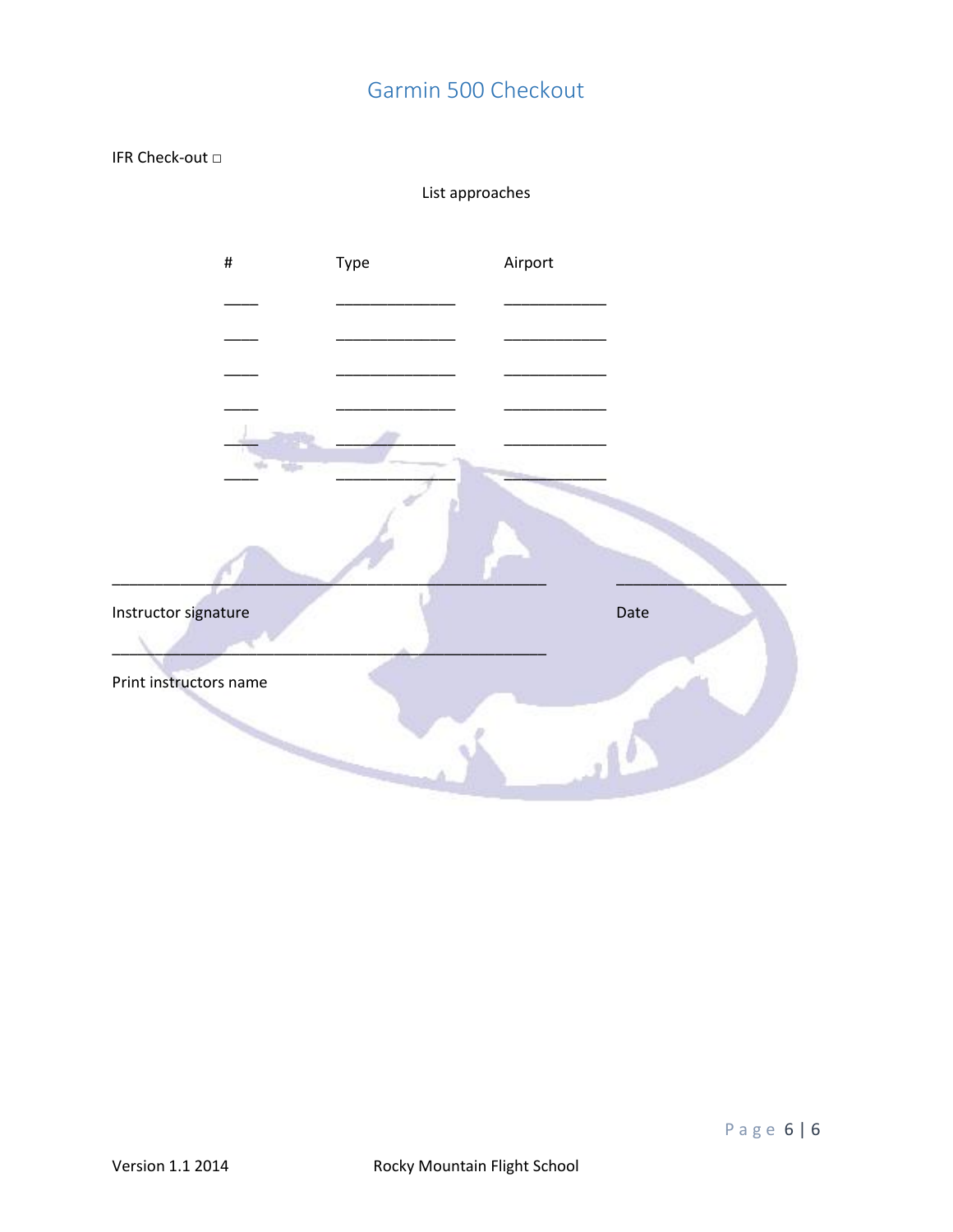# Garmin 500 Checkout

IFR Check-out □

List approaches

| # | Type | Airport |
| --- | --- | --- |
| ____ | ______________ | ____________ |
| ____ | ______________ | ____________ |
| ____ | ______________ | ____________ |
| ____ | ______________ | ____________ |
| ____ | ______________ | ____________ |
| ____ | ______________ | ____________ |

_____________________________________________________  ____________________

Instructor signature  Date

_____________________________________________________

Print instructors name

Version 1.1 2014  Rocky Mountain Flight School